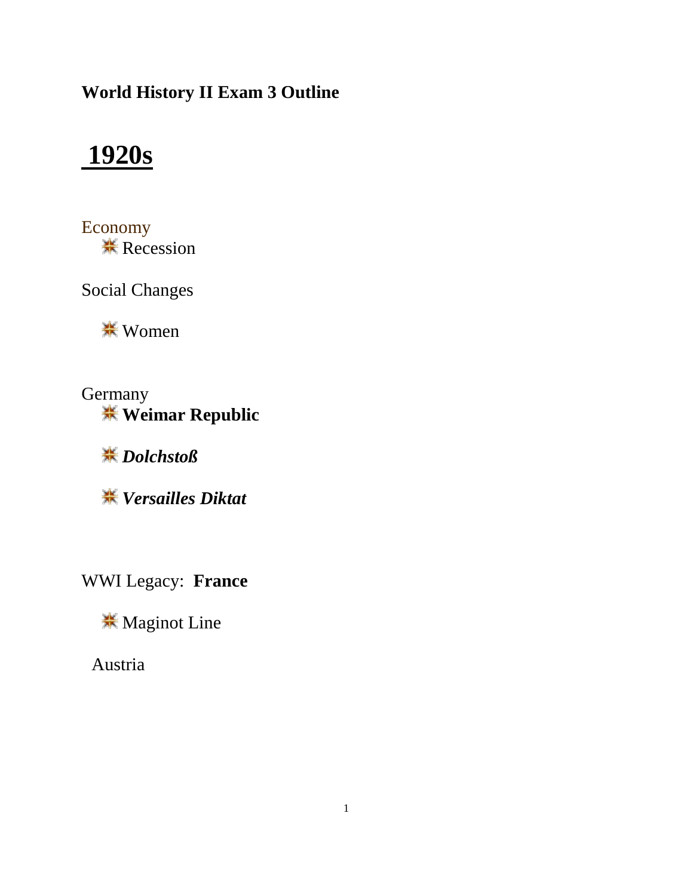**World History II Exam 3 Outline**

# 1920s

Economy

- Recession

Social Changes

- Women

Germany

- **Weimar Republic**
- ***Dolchstoß***
- ***Versailles Diktat***

WWI Legacy: **France**

- Maginot Line

Austria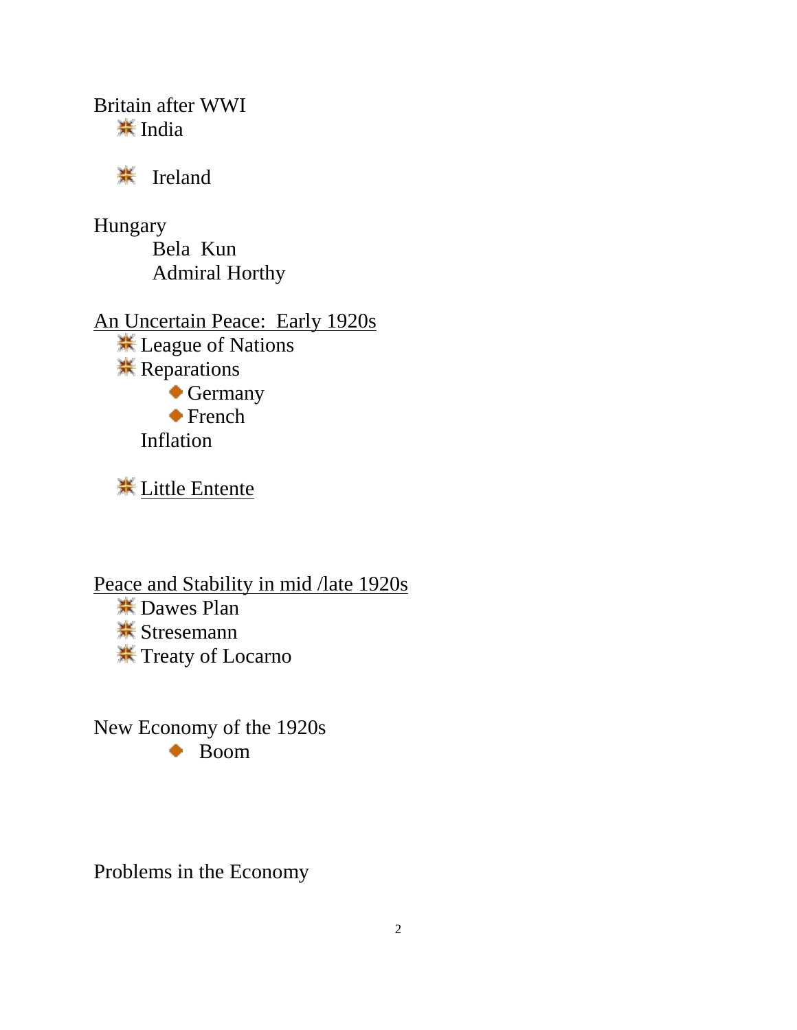Britain after WWI

- India

- Ireland

Hungary

- Bela Kun
- Admiral Horthy

<u>An Uncertain Peace: Early 1920s</u>

- League of Nations
- Reparations
  - Germany
  - French
  
  Inflation

- <u>Little Entente</u>

<u>Peace and Stability in mid /late 1920s</u>

- Dawes Plan
- Stresemann
- Treaty of Locarno

New Economy of the 1920s

- Boom

Problems in the Economy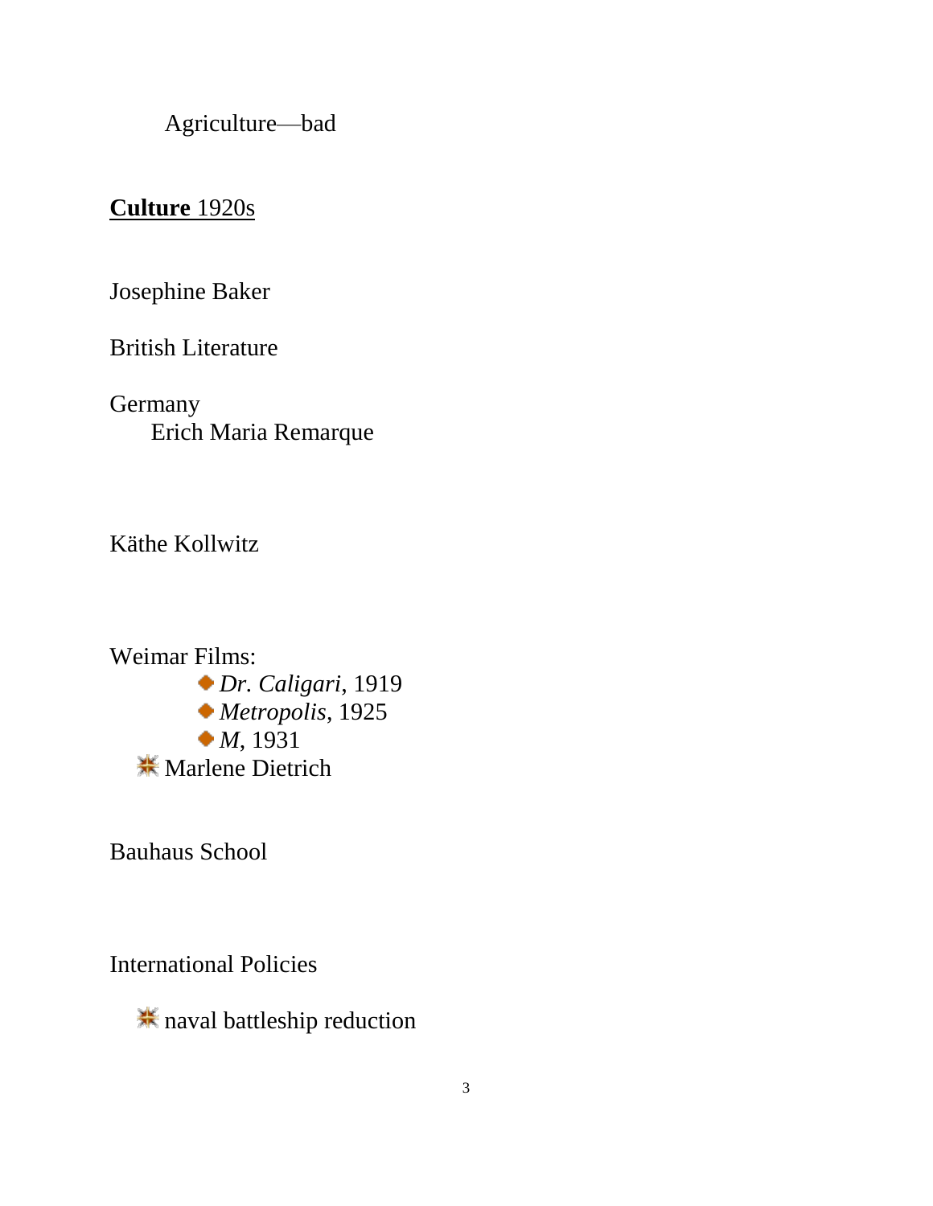Agriculture—bad

**Culture** 1920s

Josephine Baker

British Literature

Germany
  Erich Maria Remarque

Käthe Kollwitz

Weimar Films:
- *Dr. Caligari*, 1919
- *Metropolis*, 1925
- *M*, 1931

- Marlene Dietrich

Bauhaus School

International Policies

- naval battleship reduction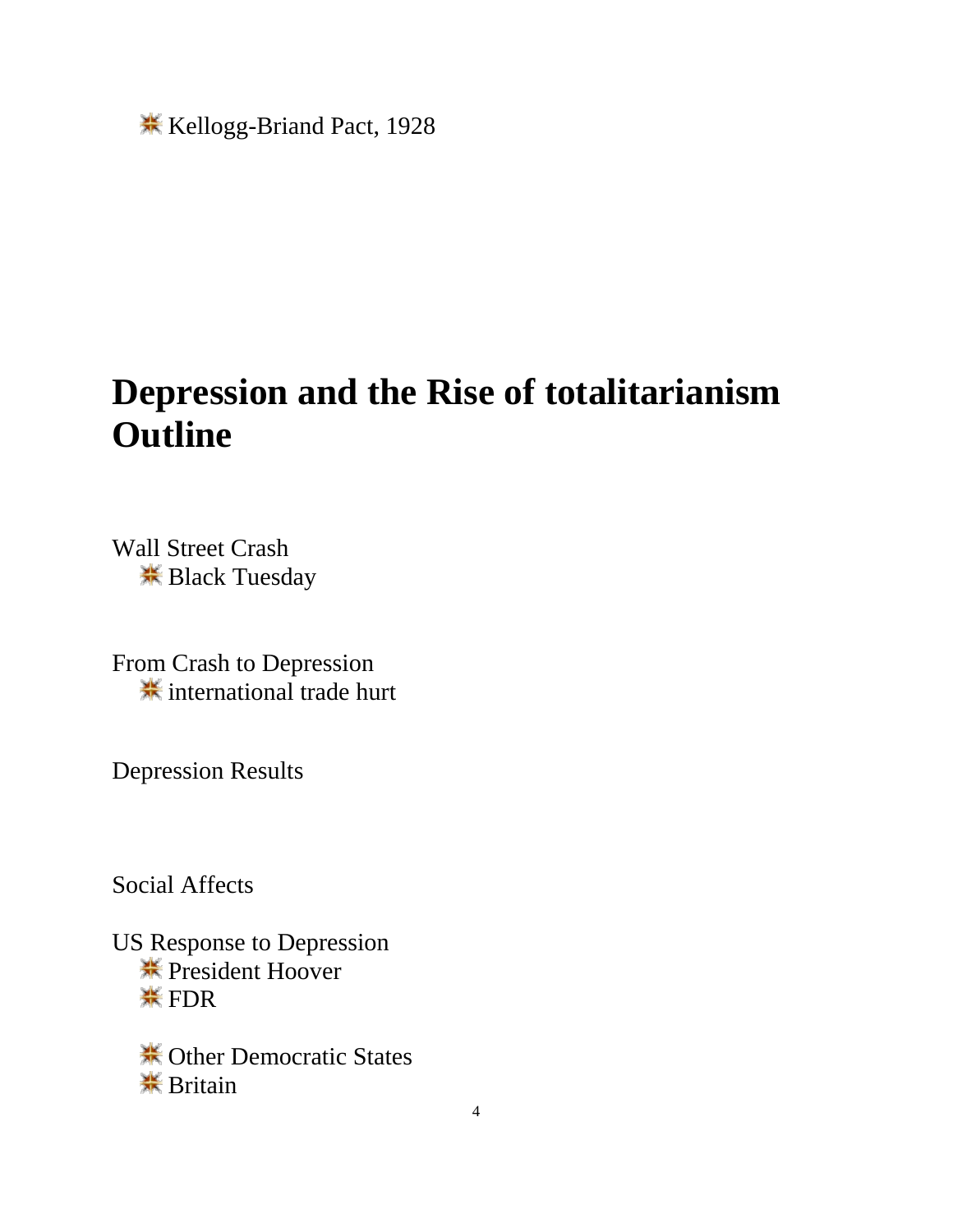- Kellogg-Briand Pact, 1928

# Depression and the Rise of totalitarianism Outline

Wall Street Crash
- Black Tuesday

From Crash to Depression
- international trade hurt

Depression Results

Social Affects

US Response to Depression
- President Hoover
- FDR

- Other Democratic States
- Britain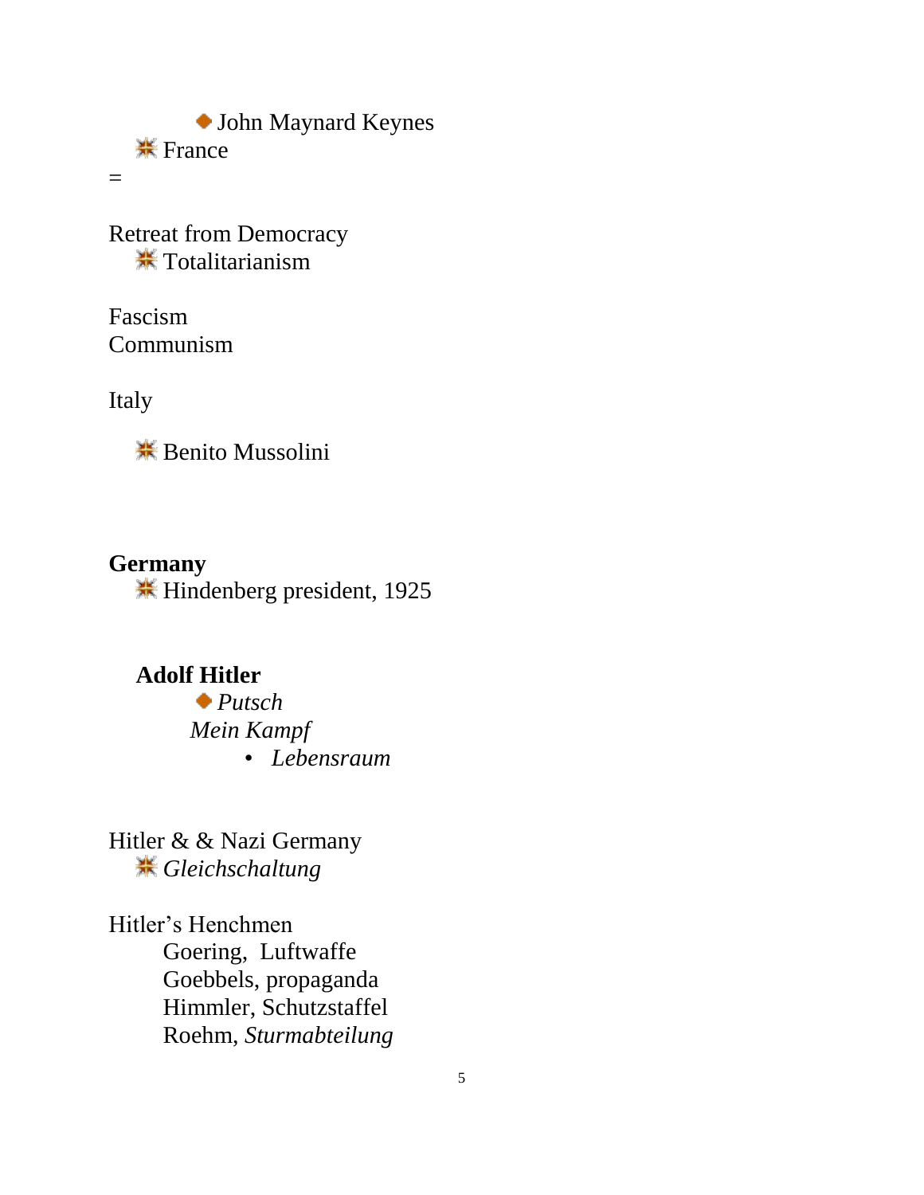- John Maynard Keynes
- France

=

Retreat from Democracy

- Totalitarianism

Fascism
Communism

Italy

- Benito Mussolini

**Germany**

- Hindenberg president, 1925

**Adolf Hitler**

- *Putsch*
- *Mein Kampf*
    - *Lebensraum*

Hitler & & Nazi Germany

- *Gleichschaltung*

Hitler's Henchmen

Goering, Luftwaffe
Goebbels, propaganda
Himmler, Schutzstaffel
Roehm, *Sturmabteilung*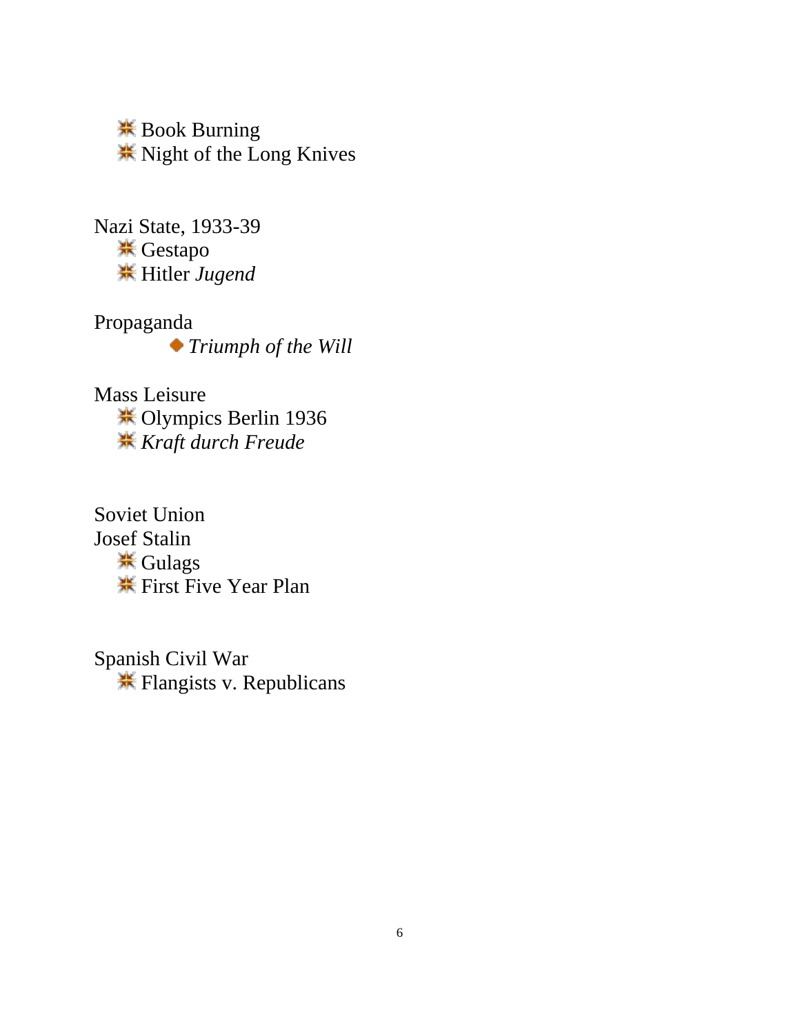- Book Burning
- Night of the Long Knives

Nazi State, 1933-39

- Gestapo
- Hitler *Jugend*

Propaganda

- *Triumph of the Will*

Mass Leisure

- Olympics Berlin 1936
- *Kraft durch Freude*

Soviet Union

Josef Stalin

- Gulags
- First Five Year Plan

Spanish Civil War

- Flangists v. Republicans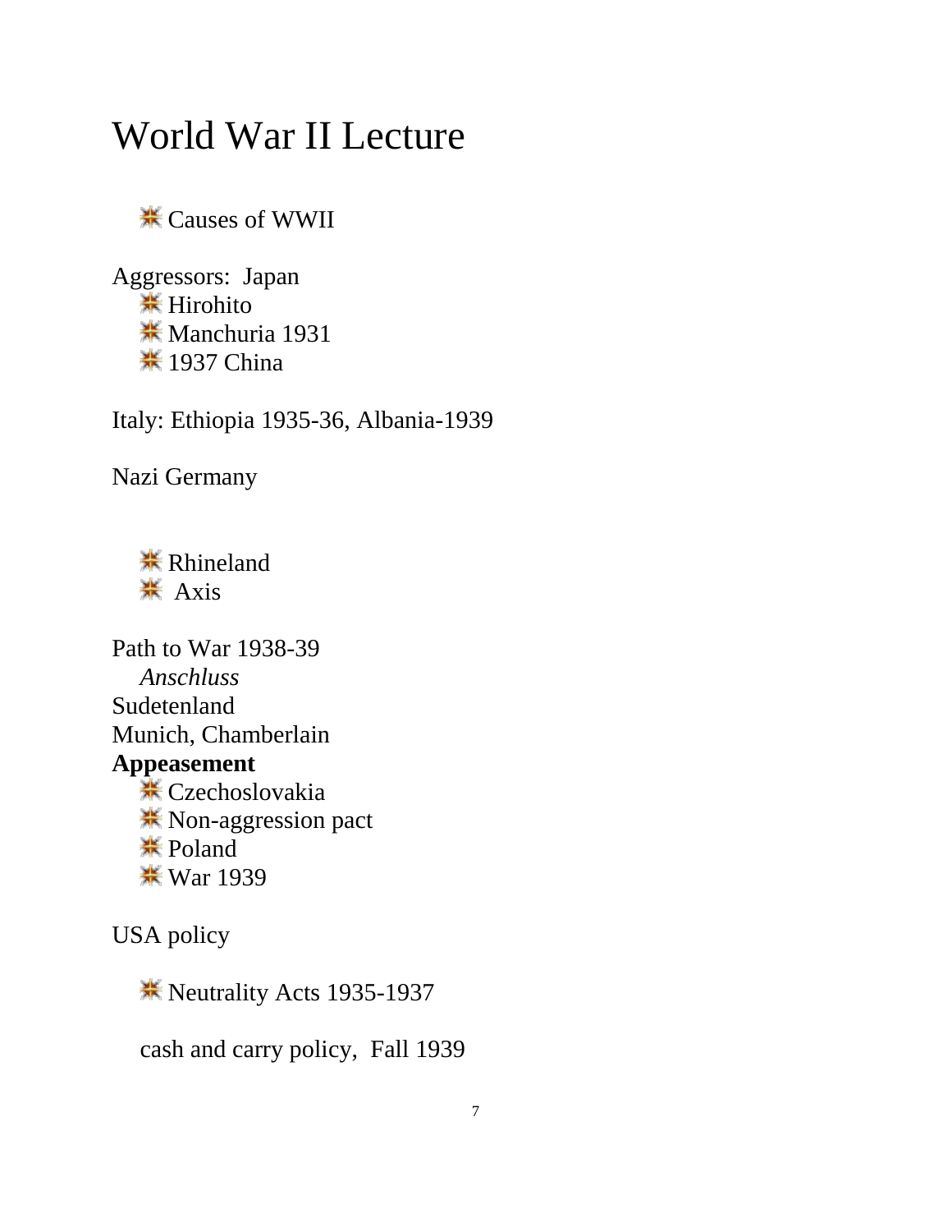# World War II Lecture

- Causes of WWII

Aggressors: Japan

- Hirohito
- Manchuria 1931
- 1937 China

Italy: Ethiopia 1935-36, Albania-1939

Nazi Germany

- Rhineland
- Axis

Path to War 1938-39

*Anschluss*

Sudetenland

Munich, Chamberlain

**Appeasement**

- Czechoslovakia
- Non-aggression pact
- Poland
- War 1939

USA policy

- Neutrality Acts 1935-1937

cash and carry policy, Fall 1939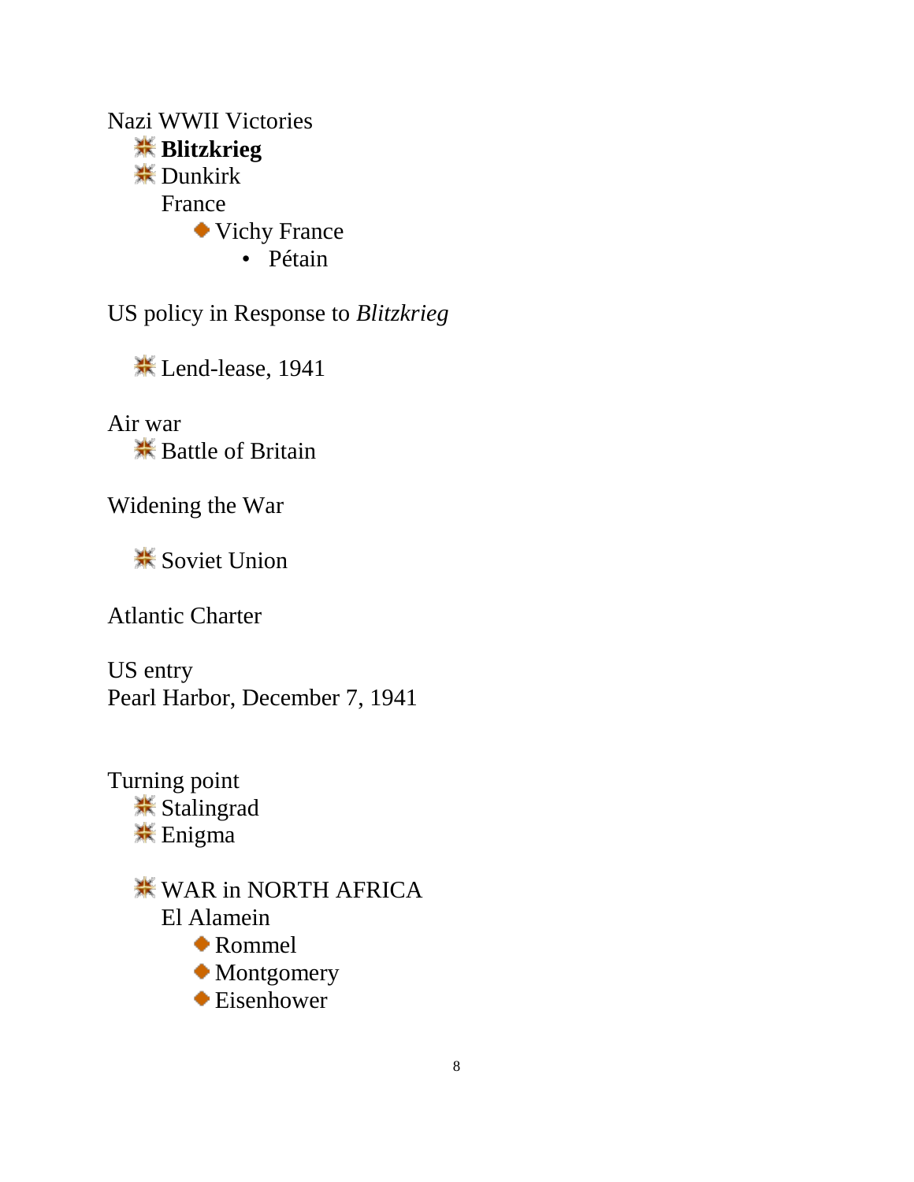Nazi WWII Victories

- **Blitzkrieg**
- Dunkirk
  
  France
  - Vichy France
    - Pétain

US policy in Response to *Blitzkrieg*

- Lend-lease, 1941

Air war

- Battle of Britain

Widening the War

- Soviet Union

Atlantic Charter

US entry

Pearl Harbor, December 7, 1941

Turning point

- Stalingrad
- Enigma

- WAR in NORTH AFRICA
  
  El Alamein
  - Rommel
  - Montgomery
  - Eisenhower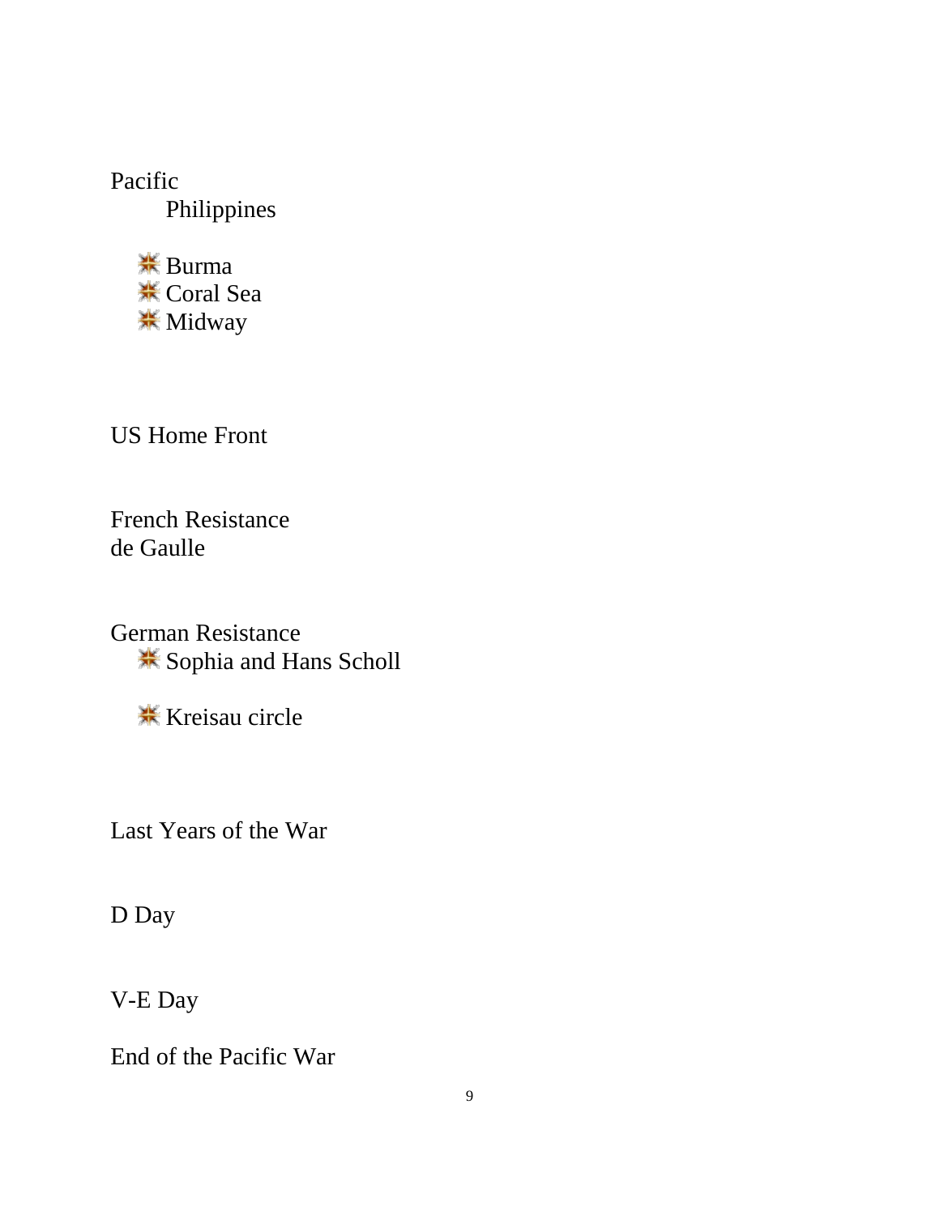Pacific

Philippines

- Burma
- Coral Sea
- Midway

US Home Front

French Resistance
de Gaulle

German Resistance

- Sophia and Hans Scholl
- Kreisau circle

Last Years of the War

D Day

V-E Day

End of the Pacific War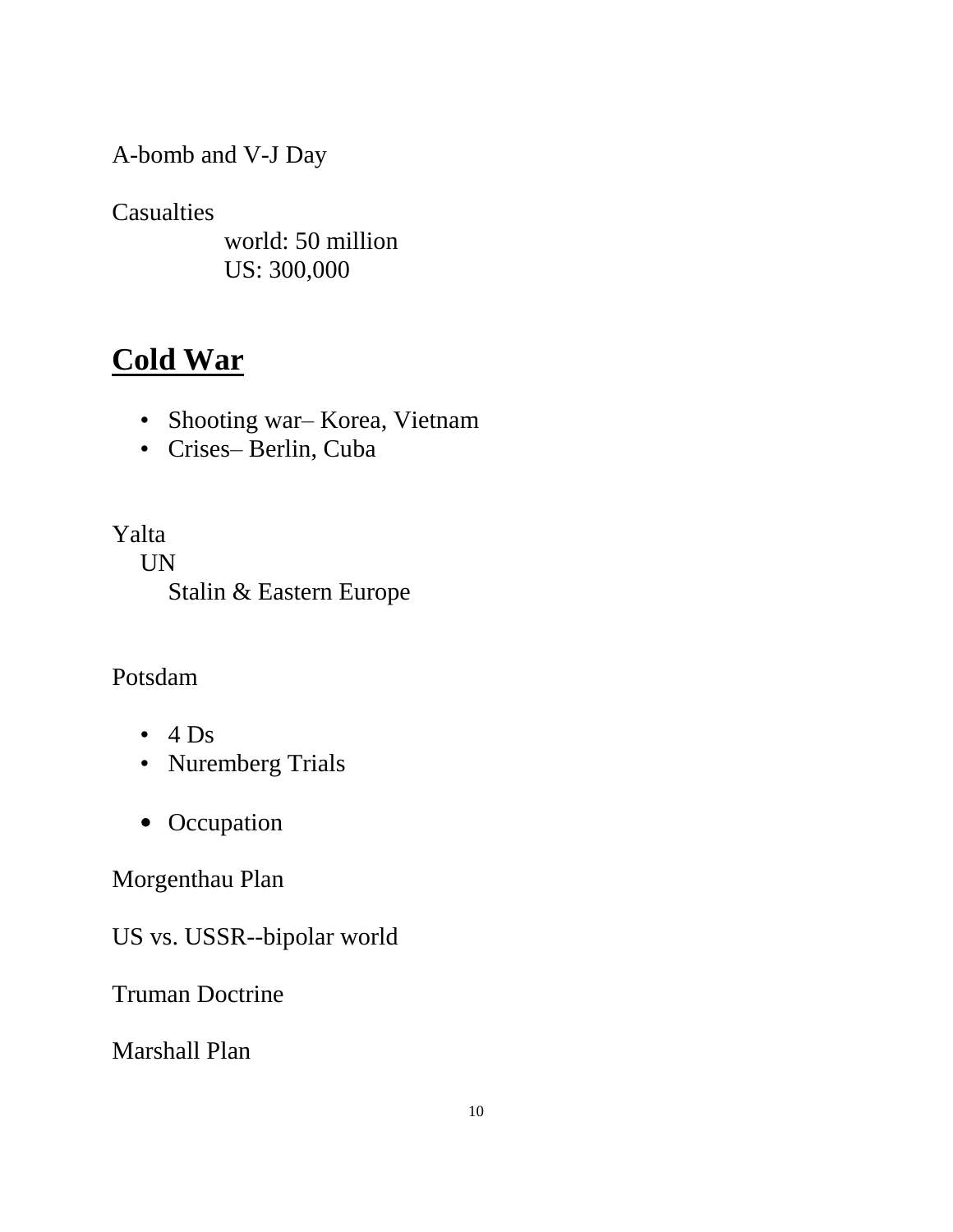A-bomb and V-J Day

Casualties
- world: 50 million
- US: 300,000

## Cold War

- Shooting war– Korea, Vietnam
- Crises– Berlin, Cuba

Yalta
- UN
  - Stalin & Eastern Europe

Potsdam

- 4 Ds
- Nuremberg Trials
- Occupation

Morgenthau Plan

US vs. USSR--bipolar world

Truman Doctrine

Marshall Plan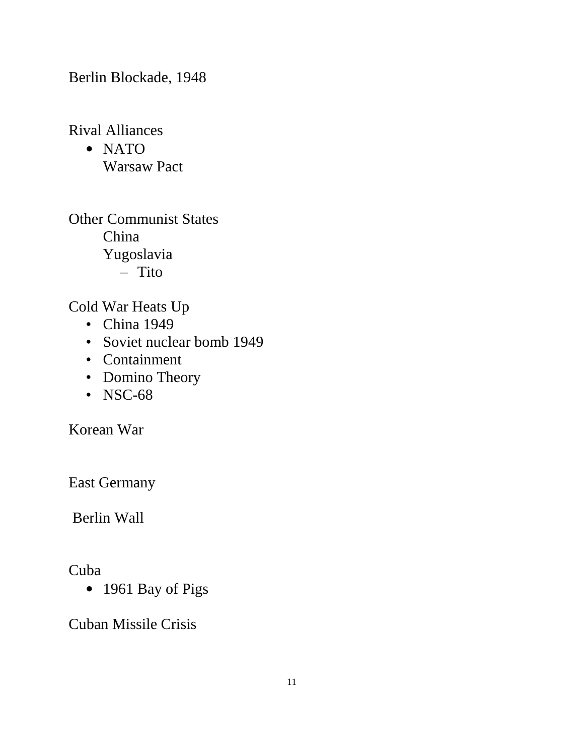Berlin Blockade, 1948

Rival Alliances

- NATO
  Warsaw Pact

Other Communist States

  China
  Yugoslavia
  - Tito

Cold War Heats Up

- China 1949
- Soviet nuclear bomb 1949
- Containment
- Domino Theory
- NSC-68

Korean War

East Germany

Berlin Wall

Cuba

- 1961 Bay of Pigs

Cuban Missile Crisis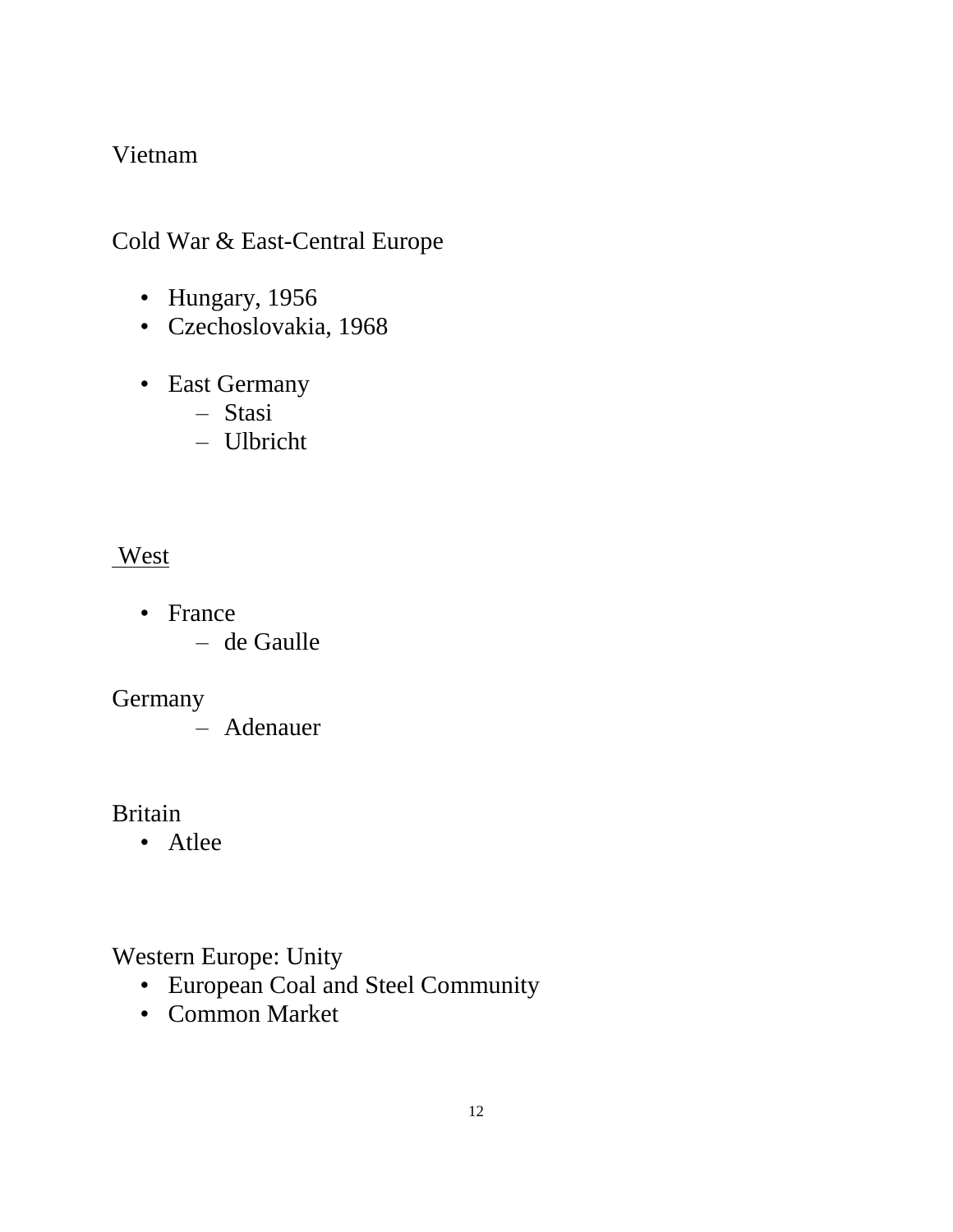Vietnam

Cold War & East-Central Europe

- Hungary, 1956
- Czechoslovakia, 1968

- East Germany
  - Stasi
  - Ulbricht

<u>West</u>

- France
  - de Gaulle

Germany

  - Adenauer

Britain

- Atlee

Western Europe: Unity

- European Coal and Steel Community
- Common Market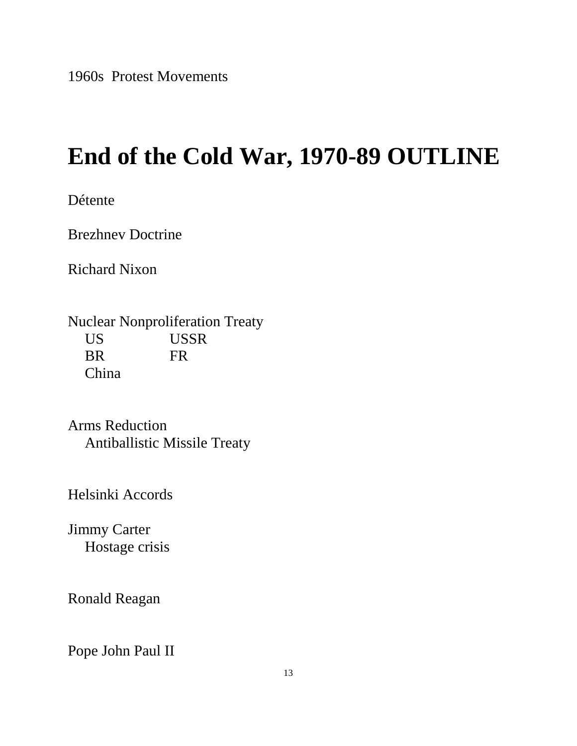1960s  Protest Movements

# End of the Cold War, 1970-89 OUTLINE

Détente

Brezhnev Doctrine

Richard Nixon

Nuclear Nonproliferation Treaty

| | |
|---|---|
| US | USSR |
| BR | FR |
| China | |

Arms Reduction

- Antiballistic Missile Treaty

Helsinki Accords

Jimmy Carter

- Hostage crisis

Ronald Reagan

Pope John Paul II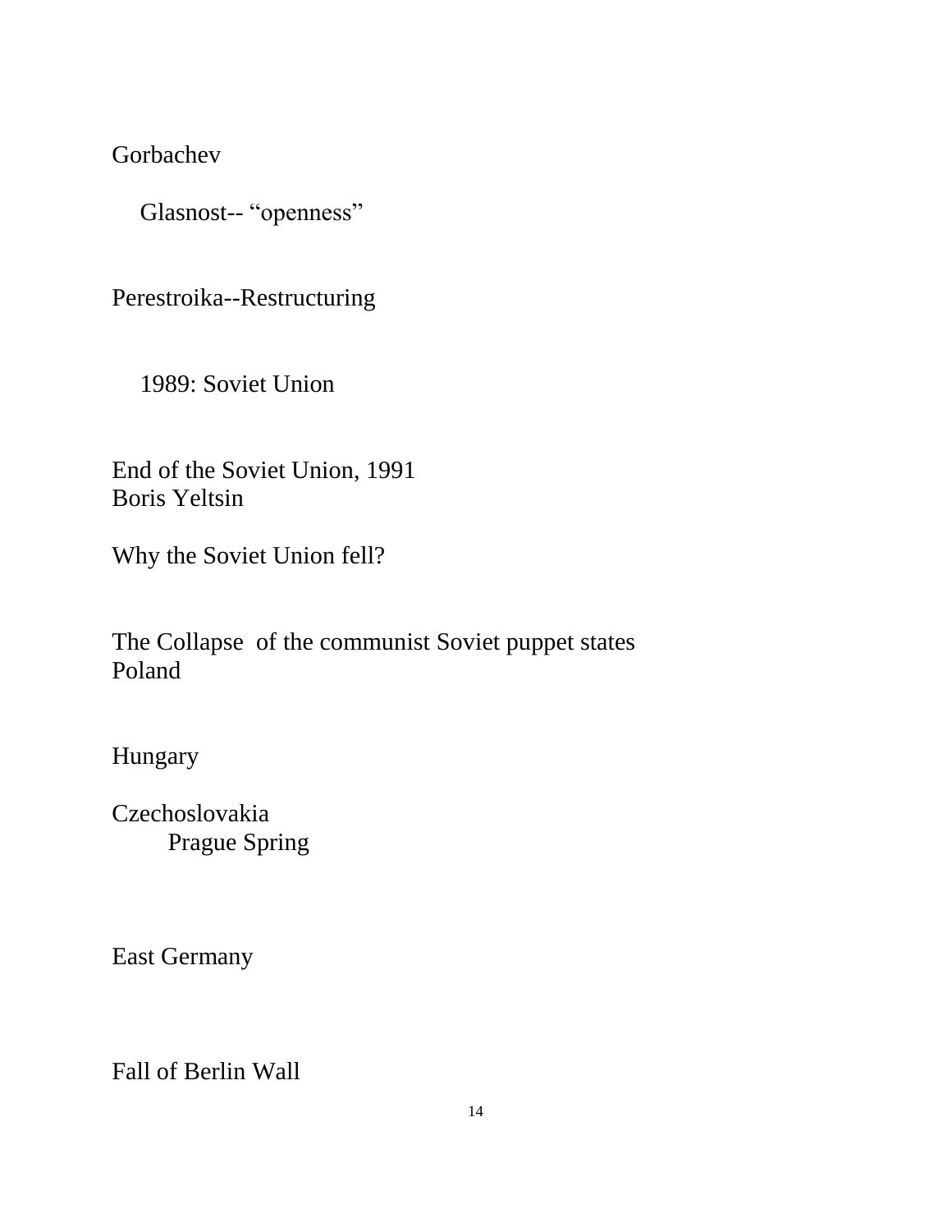Gorbachev

Glasnost-- “openness”

Perestroika--Restructuring

1989: Soviet Union

End of the Soviet Union, 1991
Boris Yeltsin

Why the Soviet Union fell?

The Collapse  of the communist Soviet puppet states
Poland

Hungary

Czechoslovakia
Prague Spring

East Germany

Fall of Berlin Wall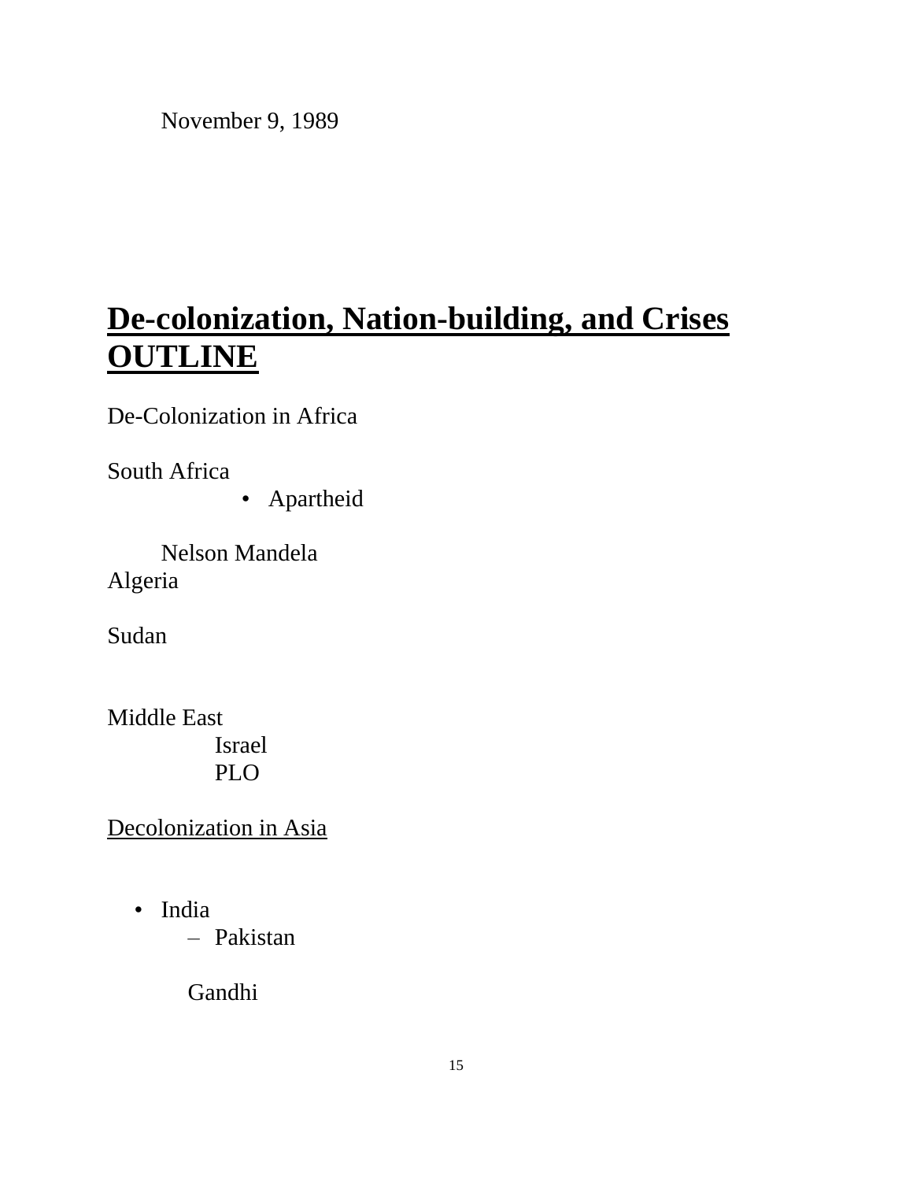November 9, 1989

# De-colonization, Nation-building, and Crises OUTLINE

De-Colonization in Africa

South Africa

- Apartheid

Nelson Mandela

Algeria

Sudan

Middle East

Israel

PLO

Decolonization in Asia

- India
  - Pakistan

Gandhi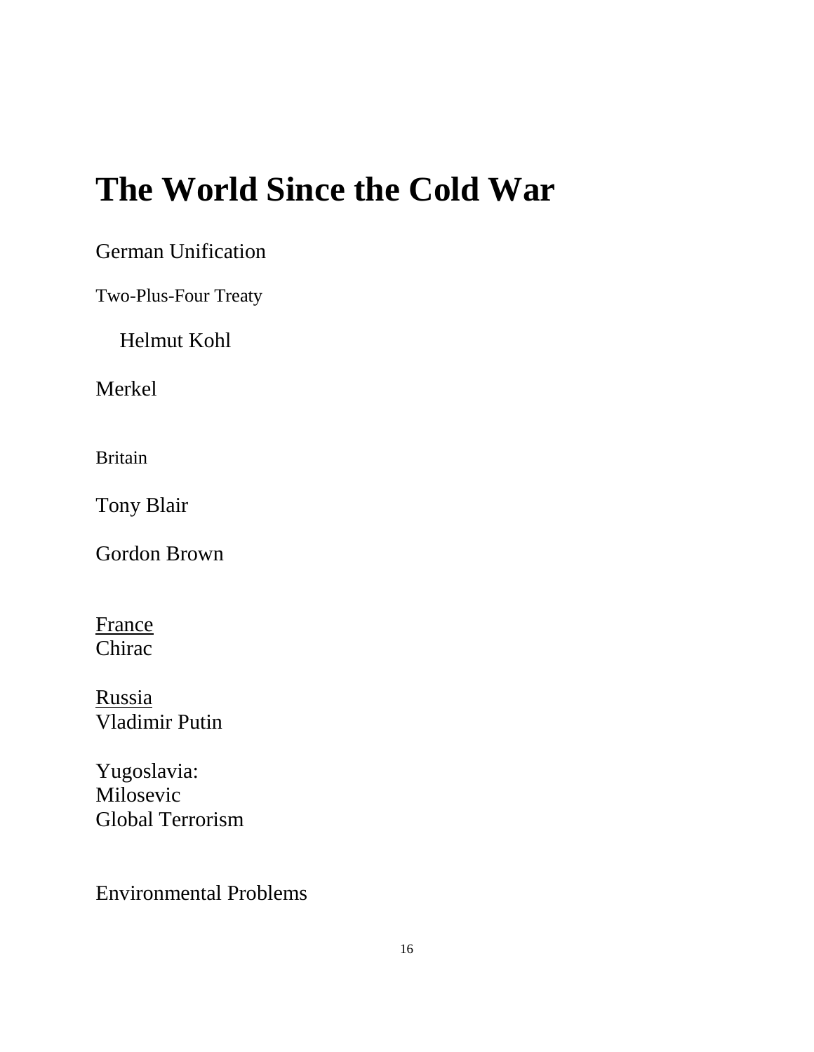# The World Since the Cold War

German Unification

Two-Plus-Four Treaty

Helmut Kohl

Merkel

Britain

Tony Blair

Gordon Brown

<u>France</u>
Chirac

<u>Russia</u>
Vladimir Putin

Yugoslavia:
Milosevic
Global Terrorism

Environmental Problems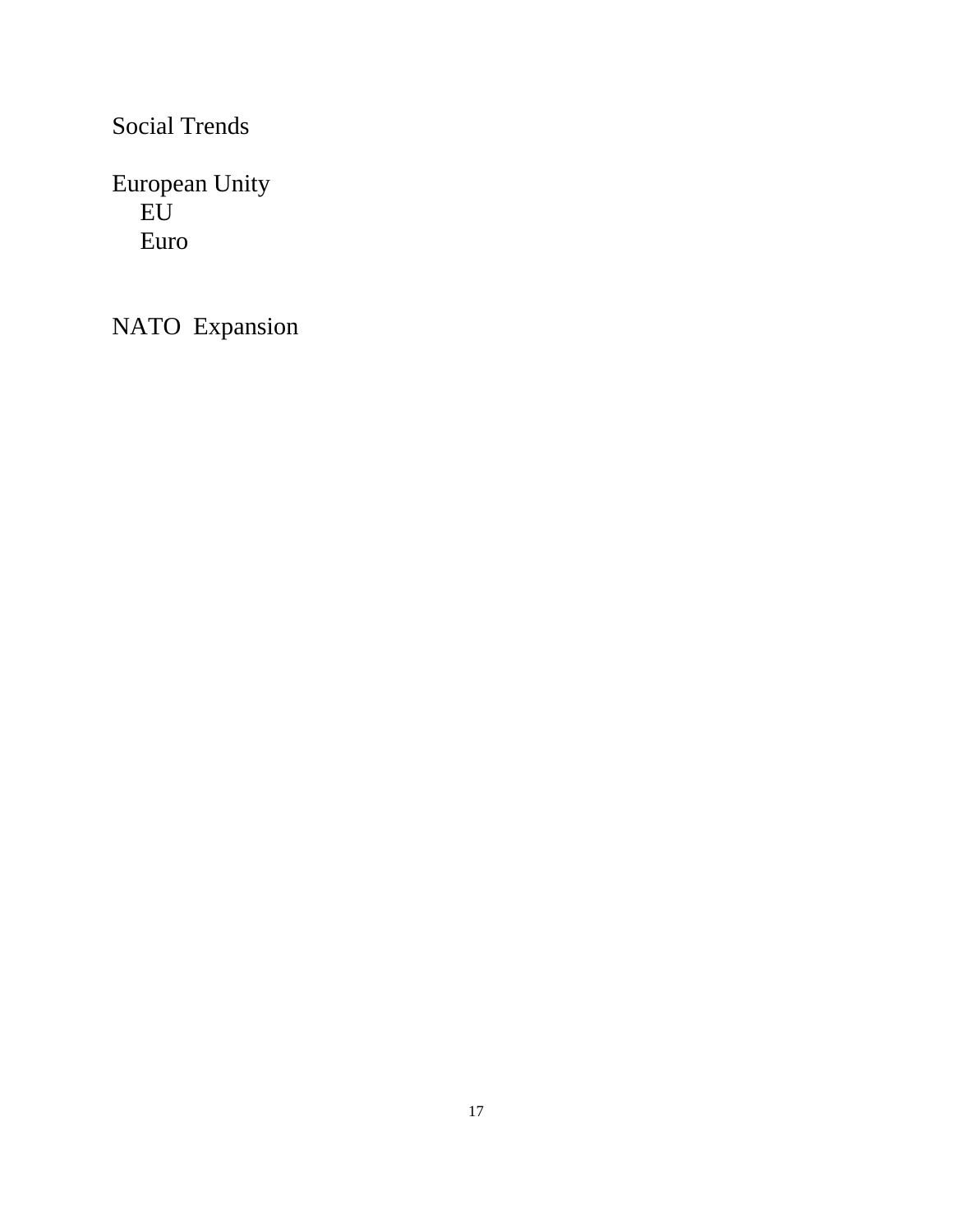Social Trends

European Unity
- EU
- Euro

NATO Expansion